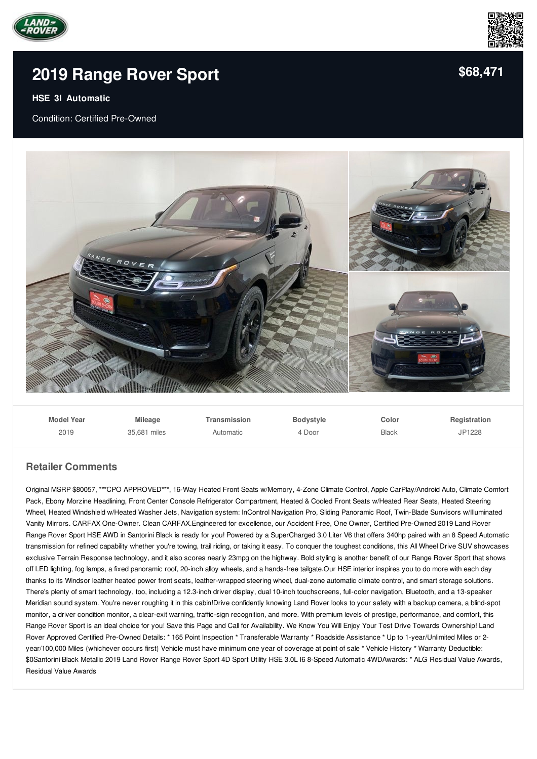# 2019 Range Rover Sport

**$68,471**

**HSE 3l Automatic**

Condition: Certified Pre-Owned

| Model Year | Mileage | Transmission | Bodystyle | Color | Registration |
|---|---|---|---|---|---|
| 2019 | 35,681 miles | Automatic | 4 Door | Black | JP1228 |

## Retailer Comments

Original MSRP $80057, ***CPO APPROVED***, 16-Way Heated Front Seats w/Memory, 4-Zone Climate Control, Apple CarPlay/Android Auto, Climate Comfort Pack, Ebony Morzine Headlining, Front Center Console Refrigerator Compartment, Heated & Cooled Front Seats w/Heated Rear Seats, Heated Steering Wheel, Heated Windshield w/Heated Washer Jets, Navigation system: InControl Navigation Pro, Sliding Panoramic Roof, Twin-Blade Sunvisors w/Illuminated Vanity Mirrors. CARFAX One-Owner. Clean CARFAX.Engineered for excellence, our Accident Free, One Owner, Certified Pre-Owned 2019 Land Rover Range Rover Sport HSE AWD in Santorini Black is ready for you! Powered by a SuperCharged 3.0 Liter V6 that offers 340hp paired with an 8 Speed Automatic transmission for refined capability whether you're towing, trail riding, or taking it easy. To conquer the toughest conditions, this All Wheel Drive SUV showcases exclusive Terrain Response technology, and it also scores nearly 23mpg on the highway. Bold styling is another benefit of our Range Rover Sport that shows off LED lighting, fog lamps, a fixed panoramic roof, 20-inch alloy wheels, and a hands-free tailgate.Our HSE interior inspires you to do more with each day thanks to its Windsor leather heated power front seats, leather-wrapped steering wheel, dual-zone automatic climate control, and smart storage solutions. There's plenty of smart technology, too, including a 12.3-inch driver display, dual 10-inch touchscreens, full-color navigation, Bluetooth, and a 13-speaker Meridian sound system. You're never roughing it in this cabin!Drive confidently knowing Land Rover looks to your safety with a backup camera, a blind-spot monitor, a driver condition monitor, a clear-exit warning, traffic-sign recognition, and more. With premium levels of prestige, performance, and comfort, this Range Rover Sport is an ideal choice for you! Save this Page and Call for Availability. We Know You Will Enjoy Your Test Drive Towards Ownership! Land Rover Approved Certified Pre-Owned Details: * 165 Point Inspection * Transferable Warranty * Roadside Assistance * Up to 1-year/Unlimited Miles or 2-year/100,000 Miles (whichever occurs first) Vehicle must have minimum one year of coverage at point of sale * Vehicle History * Warranty Deductible: $0Santorini Black Metallic 2019 Land Rover Range Rover Sport 4D Sport Utility HSE 3.0L I6 8-Speed Automatic 4WDAwards: * ALG Residual Value Awards, Residual Value Awards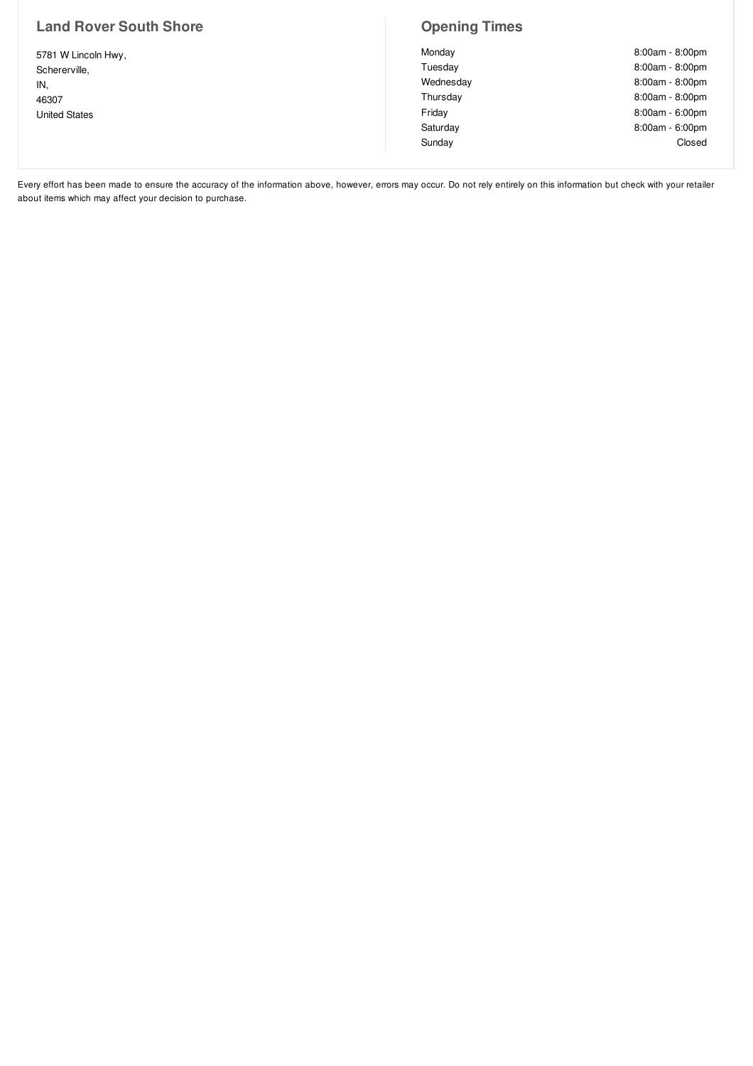## Land Rover South Shore

5781 W Lincoln Hwy,
Schererville,
IN,
46307
United States

## Opening Times

| | |
|---|---|
| Monday | 8:00am - 8:00pm |
| Tuesday | 8:00am - 8:00pm |
| Wednesday | 8:00am - 8:00pm |
| Thursday | 8:00am - 8:00pm |
| Friday | 8:00am - 6:00pm |
| Saturday | 8:00am - 6:00pm |
| Sunday | Closed |

Every effort has been made to ensure the accuracy of the information above, however, errors may occur. Do not rely entirely on this information but check with your retailer about items which may affect your decision to purchase.